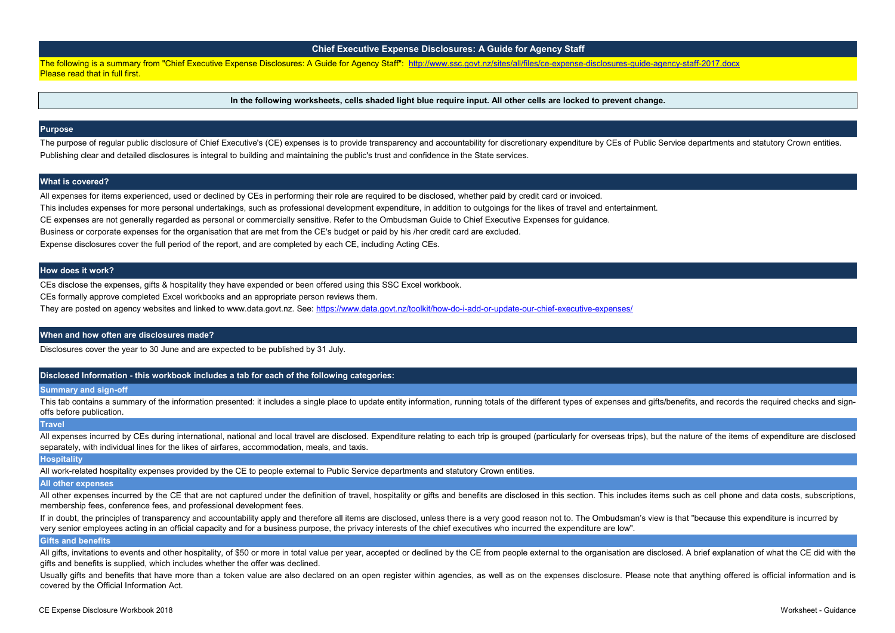# Chief Executive Expense Disclosures: A Guide for Agency Staff

The following is a summary from "Chief Executive Expense Disclosures: A Guide for Agency Staff": http://www.ssc.govt.nz/sites/all/files/ce-expense-disclosures-guide-agency-staff-2017.docx
Please read that in full first.

**In the following worksheets, cells shaded light blue require input. All other cells are locked to prevent change.**

## Purpose

The purpose of regular public disclosure of Chief Executive's (CE) expenses is to provide transparency and accountability for discretionary expenditure by CEs of Public Service departments and statutory Crown entities.

Publishing clear and detailed disclosures is integral to building and maintaining the public's trust and confidence in the State services.

## What is covered?

All expenses for items experienced, used or declined by CEs in performing their role are required to be disclosed, whether paid by credit card or invoiced.

This includes expenses for more personal undertakings, such as professional development expenditure, in addition to outgoings for the likes of travel and entertainment.

CE expenses are not generally regarded as personal or commercially sensitive. Refer to the Ombudsman Guide to Chief Executive Expenses for guidance.

Business or corporate expenses for the organisation that are met from the CE's budget or paid by his /her credit card are excluded.

Expense disclosures cover the full period of the report, and are completed by each CE, including Acting CEs.

## How does it work?

CEs disclose the expenses, gifts & hospitality they have expended or been offered using this SSC Excel workbook.

CEs formally approve completed Excel workbooks and an appropriate person reviews them.

They are posted on agency websites and linked to www.data.govt.nz. See: https://www.data.govt.nz/toolkit/how-do-i-add-or-update-our-chief-executive-expenses/

## When and how often are disclosures made?

Disclosures cover the year to 30 June and are expected to be published by 31 July.

## Disclosed Information - this workbook includes a tab for each of the following categories:

### Summary and sign-off

This tab contains a summary of the information presented: it includes a single place to update entity information, running totals of the different types of expenses and gifts/benefits, and records the required checks and sign-offs before publication.

### Travel

All expenses incurred by CEs during international, national and local travel are disclosed. Expenditure relating to each trip is grouped (particularly for overseas trips), but the nature of the items of expenditure are disclosed separately, with individual lines for the likes of airfares, accommodation, meals, and taxis.

### Hospitality

All work-related hospitality expenses provided by the CE to people external to Public Service departments and statutory Crown entities.

### All other expenses

All other expenses incurred by the CE that are not captured under the definition of travel, hospitality or gifts and benefits are disclosed in this section. This includes items such as cell phone and data costs, subscriptions, membership fees, conference fees, and professional development fees.

If in doubt, the principles of transparency and accountability apply and therefore all items are disclosed, unless there is a very good reason not to. The Ombudsman's view is that "because this expenditure is incurred by very senior employees acting in an official capacity and for a business purpose, the privacy interests of the chief executives who incurred the expenditure are low".

### Gifts and benefits

All gifts, invitations to events and other hospitality, of $50 or more in total value per year, accepted or declined by the CE from people external to the organisation are disclosed. A brief explanation of what the CE did with the gifts and benefits is supplied, which includes whether the offer was declined.

Usually gifts and benefits that have more than a token value are also declared on an open register within agencies, as well as on the expenses disclosure. Please note that anything offered is official information and is covered by the Official Information Act.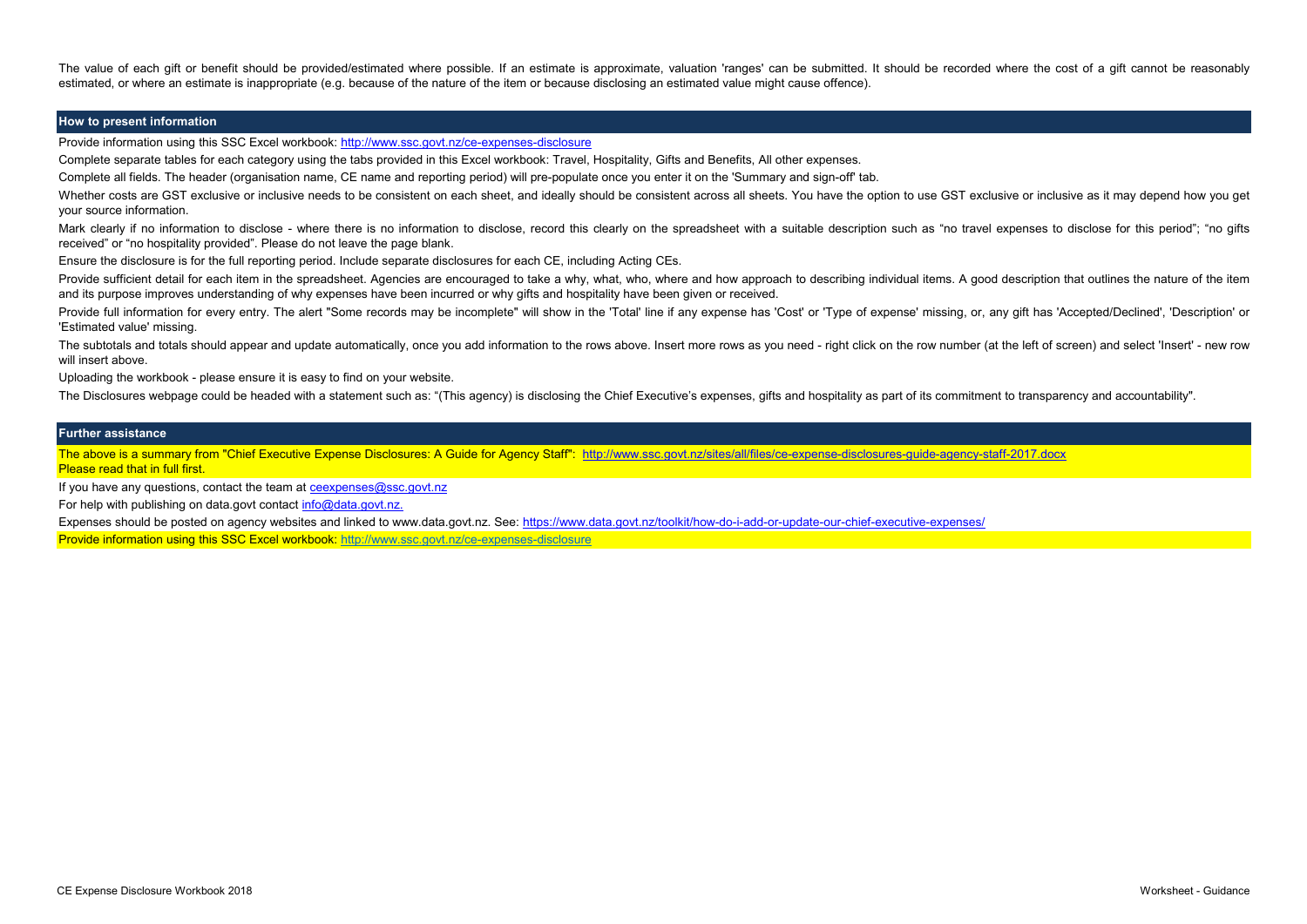The value of each gift or benefit should be provided/estimated where possible. If an estimate is approximate, valuation 'ranges' can be submitted. It should be recorded where the cost of a gift cannot be reasonably estimated, or where an estimate is inappropriate (e.g. because of the nature of the item or because disclosing an estimated value might cause offence).

## How to present information

Provide information using this SSC Excel workbook: http://www.ssc.govt.nz/ce-expenses-disclosure

Complete separate tables for each category using the tabs provided in this Excel workbook: Travel, Hospitality, Gifts and Benefits, All other expenses.

Complete all fields. The header (organisation name, CE name and reporting period) will pre-populate once you enter it on the 'Summary and sign-off' tab.

Whether costs are GST exclusive or inclusive needs to be consistent on each sheet, and ideally should be consistent across all sheets. You have the option to use GST exclusive or inclusive as it may depend how you get your source information.

Mark clearly if no information to disclose - where there is no information to disclose, record this clearly on the spreadsheet with a suitable description such as “no travel expenses to disclose for this period”; “no gifts received” or “no hospitality provided”. Please do not leave the page blank.

Ensure the disclosure is for the full reporting period. Include separate disclosures for each CE, including Acting CEs.

Provide sufficient detail for each item in the spreadsheet. Agencies are encouraged to take a why, what, who, where and how approach to describing individual items. A good description that outlines the nature of the item and its purpose improves understanding of why expenses have been incurred or why gifts and hospitality have been given or received.

Provide full information for every entry. The alert "Some records may be incomplete" will show in the 'Total' line if any expense has 'Cost' or 'Type of expense' missing, or, any gift has 'Accepted/Declined', 'Description' or 'Estimated value' missing.

The subtotals and totals should appear and update automatically, once you add information to the rows above. Insert more rows as you need - right click on the row number (at the left of screen) and select 'Insert' - new row will insert above.

Uploading the workbook - please ensure it is easy to find on your website.

The Disclosures webpage could be headed with a statement such as: “(This agency) is disclosing the Chief Executive’s expenses, gifts and hospitality as part of its commitment to transparency and accountability".

## Further assistance

The above is a summary from "Chief Executive Expense Disclosures: A Guide for Agency Staff": http://www.ssc.govt.nz/sites/all/files/ce-expense-disclosures-guide-agency-staff-2017.docx
Please read that in full first.

If you have any questions, contact the team at ceexpenses@ssc.govt.nz

For help with publishing on data.govt contact info@data.govt.nz.

Expenses should be posted on agency websites and linked to www.data.govt.nz. See: https://www.data.govt.nz/toolkit/how-do-i-add-or-update-our-chief-executive-expenses/

Provide information using this SSC Excel workbook: http://www.ssc.govt.nz/ce-expenses-disclosure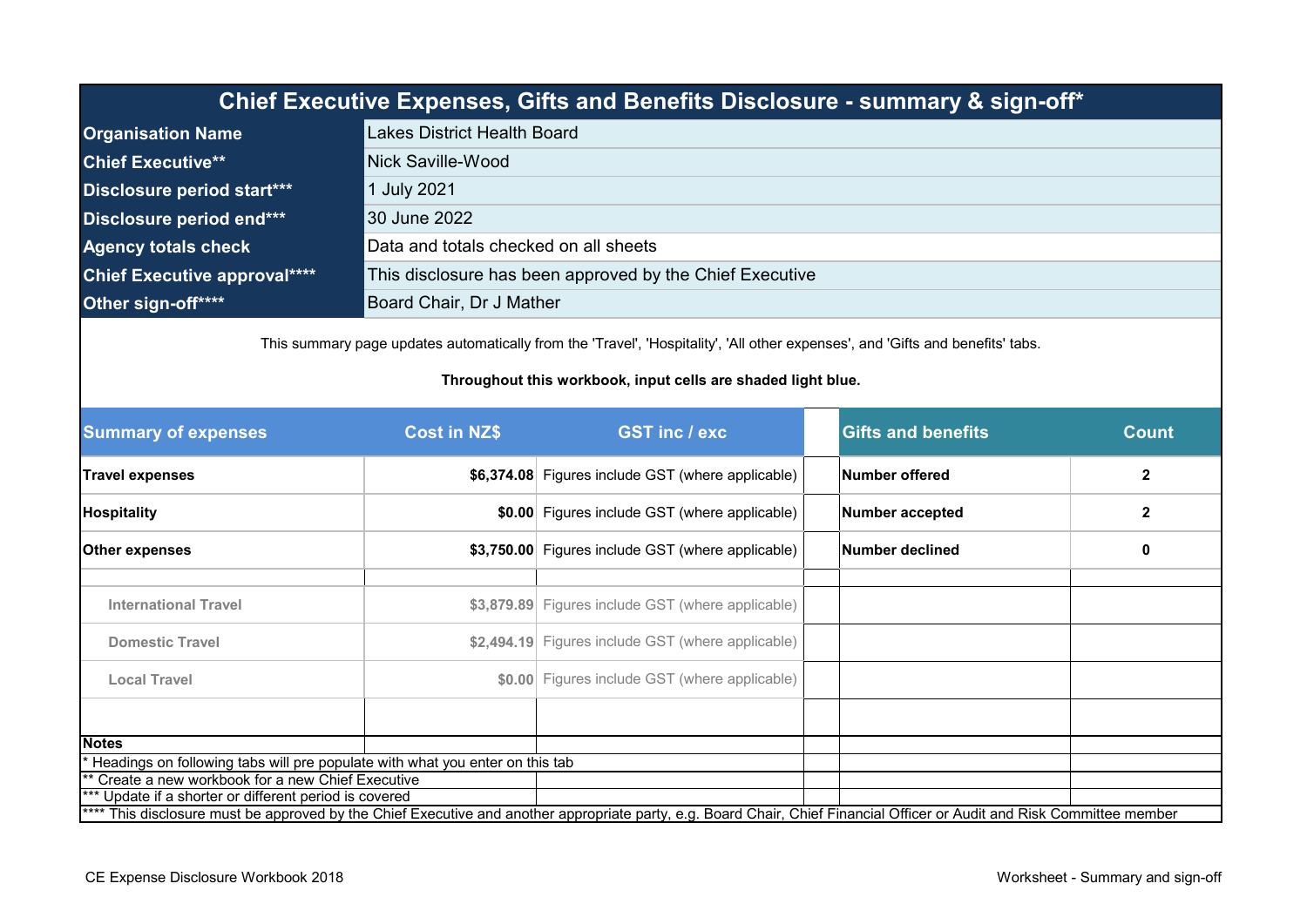# Chief Executive Expenses, Gifts and Benefits Disclosure - summary & sign-off*

| | |
|---|---|
| **Organisation Name** | Lakes District Health Board |
| **Chief Executive**** | Nick Saville-Wood |
| **Disclosure period start***** | 1 July 2021 |
| **Disclosure period end***** | 30 June 2022 |
| **Agency totals check** | Data and totals checked on all sheets |
| **Chief Executive approval****** | This disclosure has been approved by the Chief Executive |
| **Other sign-off****** | Board Chair, Dr J Mather |

This summary page updates automatically from the 'Travel', 'Hospitality', 'All other expenses', and 'Gifts and benefits' tabs.

**Throughout this workbook, input cells are shaded light blue.**

| Summary of expenses | Cost in NZ$ | GST inc / exc | | Gifts and benefits | Count |
|---|---|---|---|---|---|
| **Travel expenses** | **$6,374.08** | Figures include GST (where applicable) | | **Number offered** | **2** |
| **Hospitality** | **$0.00** | Figures include GST (where applicable) | | **Number accepted** | **2** |
| **Other expenses** | **$3,750.00** | Figures include GST (where applicable) | | **Number declined** | **0** |
| | | | | | |
| International Travel | $3,879.89 | Figures include GST (where applicable) | | | |
| Domestic Travel | $2,494.19 | Figures include GST (where applicable) | | | |
| Local Travel | $0.00 | Figures include GST (where applicable) | | | |

**Notes**

* Headings on following tabs will pre populate with what you enter on this tab

** Create a new workbook for a new Chief Executive

*** Update if a shorter or different period is covered

**** This disclosure must be approved by the Chief Executive and another appropriate party, e.g. Board Chair, Chief Financial Officer or Audit and Risk Committee member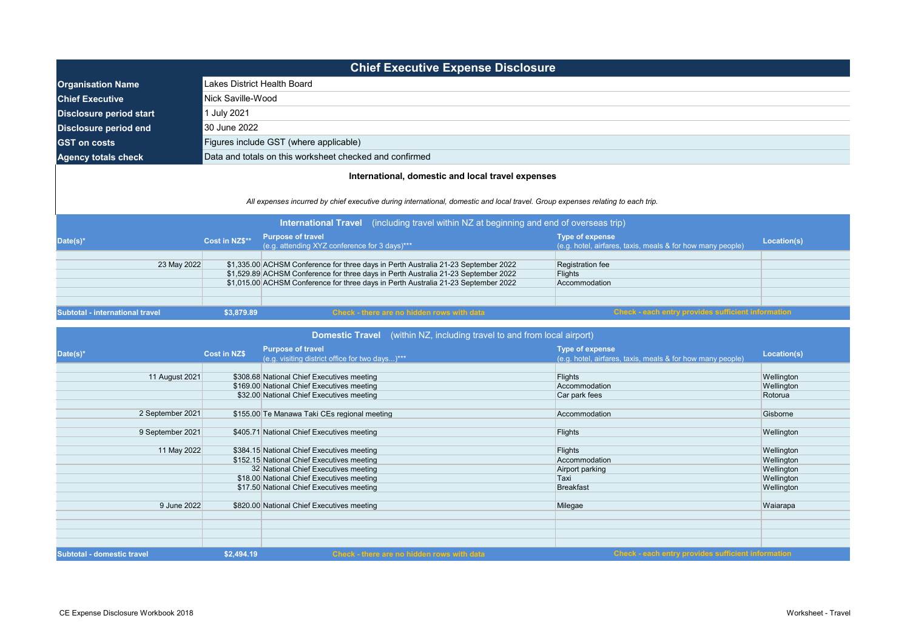# Chief Executive Expense Disclosure

| | |
|---|---|
| **Organisation Name** | Lakes District Health Board |
| **Chief Executive** | Nick Saville-Wood |
| **Disclosure period start** | 1 July 2021 |
| **Disclosure period end** | 30 June 2022 |
| **GST on costs** | Figures include GST (where applicable) |
| **Agency totals check** | Data and totals on this worksheet checked and confirmed |

## International, domestic and local travel expenses

*All expenses incurred by chief executive during international, domestic and local travel. Group expenses relating to each trip.*

### International Travel (including travel within NZ at beginning and end of overseas trip)

| Date(s)* | Cost in NZ$** | Purpose of travel (e.g. attending XYZ conference for 3 days)*** | Type of expense (e.g. hotel, airfares, taxis, meals & for how many people) | Location(s) |
|---|---|---|---|---|
| | | | | |
| 23 May 2022 | $1,335.00 | ACHSM Conference for three days in Perth Australia 21-23 September 2022 | Registration fee | |
| | $1,529.89 | ACHSM Conference for three days in Perth Australia 21-23 September 2022 | Flights | |
| | $1,015.00 | ACHSM Conference for three days in Perth Australia 21-23 September 2022 | Accommodation | |
| | | | | |
| | | | | |
| **Subtotal - international travel** | **$3,879.89** | Check - there are no hidden rows with data | Check - each entry provides sufficient information | |

### Domestic Travel (within NZ, including travel to and from local airport)

| Date(s)* | Cost in NZ$ | Purpose of travel (e.g. visiting district office for two days...)*** | Type of expense (e.g. hotel, airfares, taxis, meals & for how many people) | Location(s) |
|---|---|---|---|---|
| | | | | |
| 11 August 2021 | $308.68 | National Chief Executives meeting | Flights | Wellington |
| | $169.00 | National Chief Executives meeting | Accommodation | Wellington |
| | $32.00 | National Chief Executives meeting | Car park fees | Rotorua |
| | | | | |
| 2 September 2021 | $155.00 | Te Manawa Taki CEs regional meeting | Accommodation | Gisborne |
| | | | | |
| 9 September 2021 | $405.71 | National Chief Executives meeting | Flights | Wellington |
| | | | | |
| 11 May 2022 | $384.15 | National Chief Executives meeting | Flights | Wellington |
| | $152.15 | National Chief Executives meeting | Accommodation | Wellington |
| | 32 | National Chief Executives meeting | Airport parking | Wellington |
| | $18.00 | National Chief Executives meeting | Taxi | Wellington |
| | $17.50 | National Chief Executives meeting | Breakfast | Wellington |
| | | | | |
| 9 June 2022 | $820.00 | National Chief Executives meeting | Milegae | Waiarapa |
| | | | | |
| | | | | |
| | | | | |
| | | | | |
| **Subtotal - domestic travel** | **$2,494.19** | Check - there are no hidden rows with data | Check - each entry provides sufficient information | |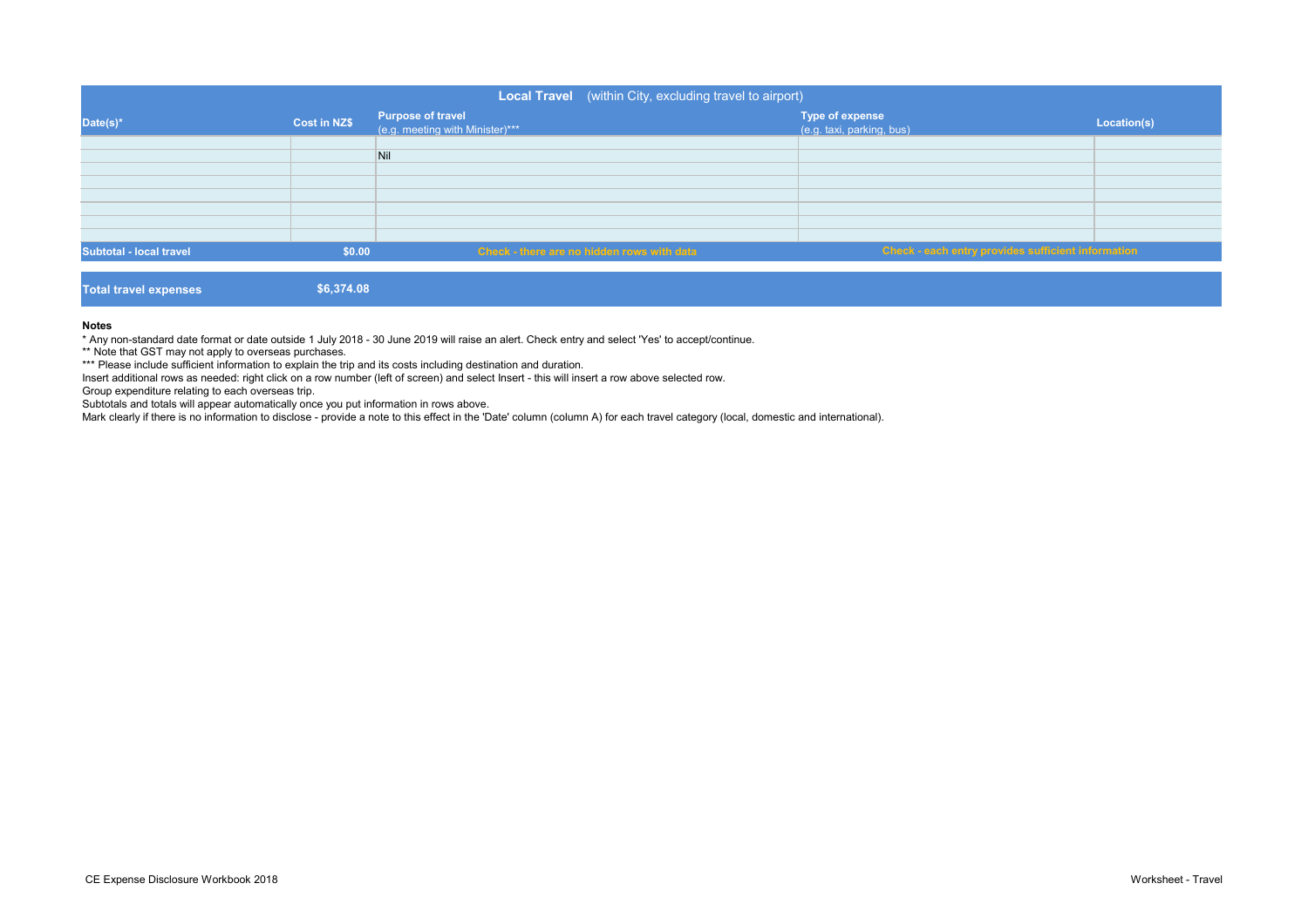| Local Travel (within City, excluding travel to airport) | | | | |
|---|---|---|---|---|
| Date(s)* | Cost in NZ$ | Purpose of travel (e.g. meeting with Minister)*** | Type of expense (e.g. taxi, parking, bus) | Location(s) |
| | | | | |
| | | Nil | | |
| | | | | |
| | | | | |
| | | | | |
| | | | | |
| | | | | |
| | | | | |
| Subtotal - local travel | $0.00 | Check - there are no hidden rows with data | Check - each entry provides sufficient information | |

| Total travel expenses | $6,374.08 |
|---|---|

**Notes**

* Any non-standard date format or date outside 1 July 2018 - 30 June 2019 will raise an alert. Check entry and select 'Yes' to accept/continue.

** Note that GST may not apply to overseas purchases.

*** Please include sufficient information to explain the trip and its costs including destination and duration.

Insert additional rows as needed: right click on a row number (left of screen) and select Insert - this will insert a row above selected row.

Group expenditure relating to each overseas trip.

Subtotals and totals will appear automatically once you put information in rows above.

Mark clearly if there is no information to disclose - provide a note to this effect in the 'Date' column (column A) for each travel category (local, domestic and international).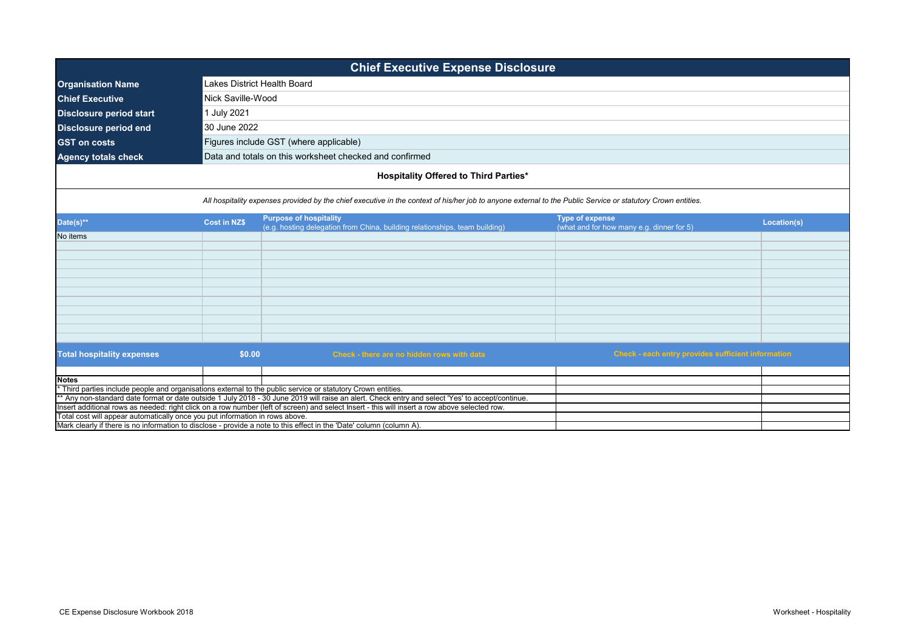# Chief Executive Expense Disclosure

| | |
|---|---|
| **Organisation Name** | Lakes District Health Board |
| **Chief Executive** | Nick Saville-Wood |
| **Disclosure period start** | 1 July 2021 |
| **Disclosure period end** | 30 June 2022 |
| **GST on costs** | Figures include GST (where applicable) |
| **Agency totals check** | Data and totals on this worksheet checked and confirmed |

## Hospitality Offered to Third Parties*

*All hospitality expenses provided by the chief executive in the context of his/her job to anyone external to the Public Service or statutory Crown entities.*

| Date(s)** | Cost in NZ$ | Purpose of hospitality (e.g. hosting delegation from China, building relationships, team building) | Type of expense (what and for how many e.g. dinner for 5) | Location(s) |
|---|---|---|---|---|
| No items | | | | |
| **Total hospitality expenses** | **$0.00** | Check - there are no hidden rows with data | Check - each entry provides sufficient information | |

**Notes**

* Third parties include people and organisations external to the public service or statutory Crown entities.
** Any non-standard date format or date outside 1 July 2018 - 30 June 2019 will raise an alert. Check entry and select 'Yes' to accept/continue.
Insert additional rows as needed: right click on a row number (left of screen) and select Insert - this will insert a row above selected row.
Total cost will appear automatically once you put information in rows above.
Mark clearly if there is no information to disclose - provide a note to this effect in the 'Date' column (column A).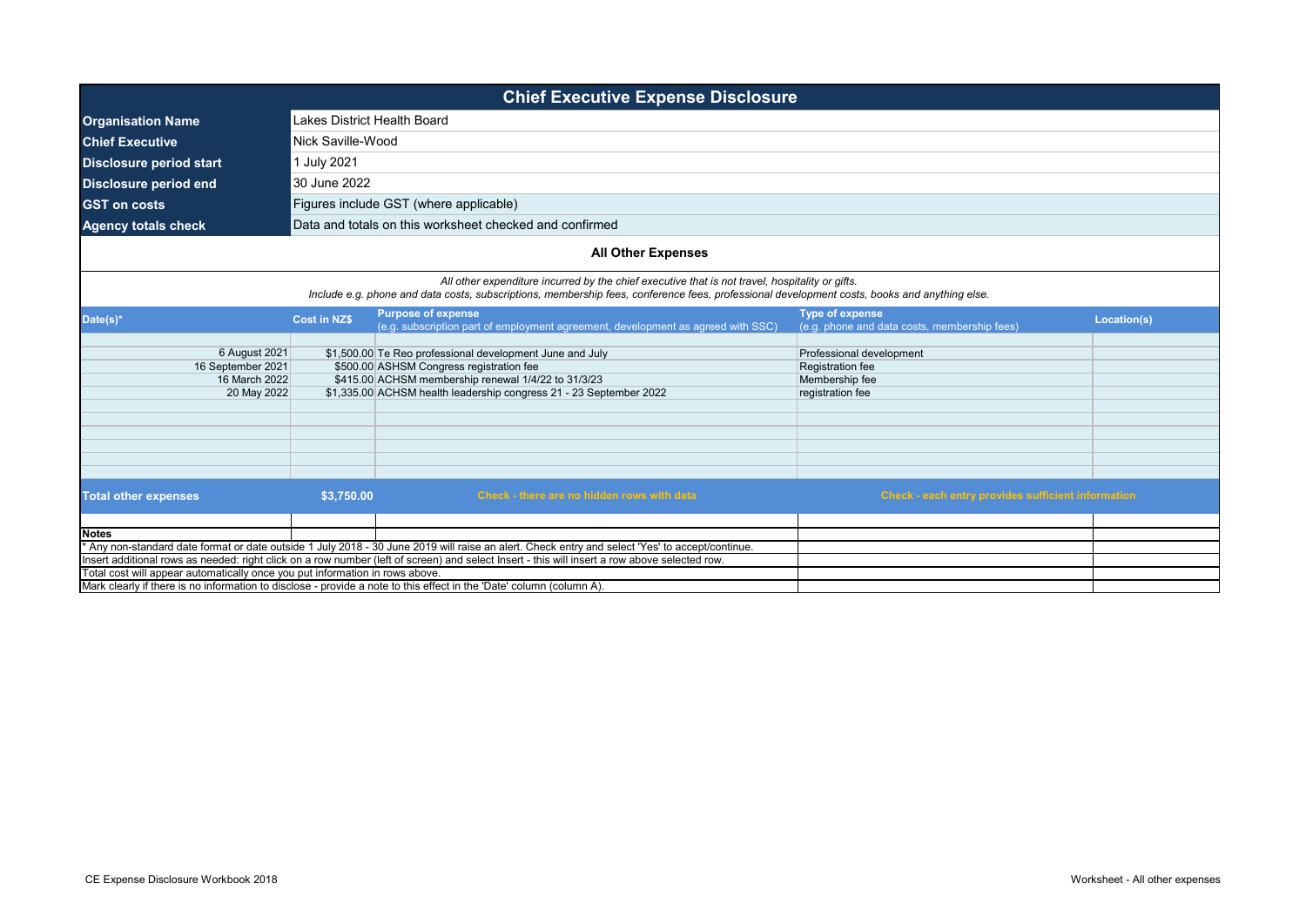# Chief Executive Expense Disclosure

| | |
|---|---|
| **Organisation Name** | Lakes District Health Board |
| **Chief Executive** | Nick Saville-Wood |
| **Disclosure period start** | 1 July 2021 |
| **Disclosure period end** | 30 June 2022 |
| **GST on costs** | Figures include GST (where applicable) |
| **Agency totals check** | Data and totals on this worksheet checked and confirmed |

## All Other Expenses

*All other expenditure incurred by the chief executive that is not travel, hospitality or gifts.*
*Include e.g. phone and data costs, subscriptions, membership fees, conference fees, professional development costs, books and anything else.*

| Date(s)* | Cost in NZ$ | Purpose of expense (e.g. subscription part of employment agreement, development as agreed with SSC) | Type of expense (e.g. phone and data costs, membership fees) | Location(s) |
|---|---|---|---|---|
| 6 August 2021 | $1,500.00 | Te Reo professional development June and July | Professional development | |
| 16 September 2021 | $500.00 | ASHSM Congress registration fee | Registration fee | |
| 16 March 2022 | $415.00 | ACHSM membership renewal 1/4/22 to 31/3/23 | Membership fee | |
| 20 May 2022 | $1,335.00 | ACHSM health leadership congress 21 - 23 September 2022 | registration fee | |
| **Total other expenses** | **$3,750.00** | Check - there are no hidden rows with data | Check - each entry provides sufficient information | |

**Notes**

* Any non-standard date format or date outside 1 July 2018 - 30 June 2019 will raise an alert. Check entry and select 'Yes' to accept/continue.

Insert additional rows as needed: right click on a row number (left of screen) and select Insert - this will insert a row above selected row.

Total cost will appear automatically once you put information in rows above.

Mark clearly if there is no information to disclose - provide a note to this effect in the 'Date' column (column A).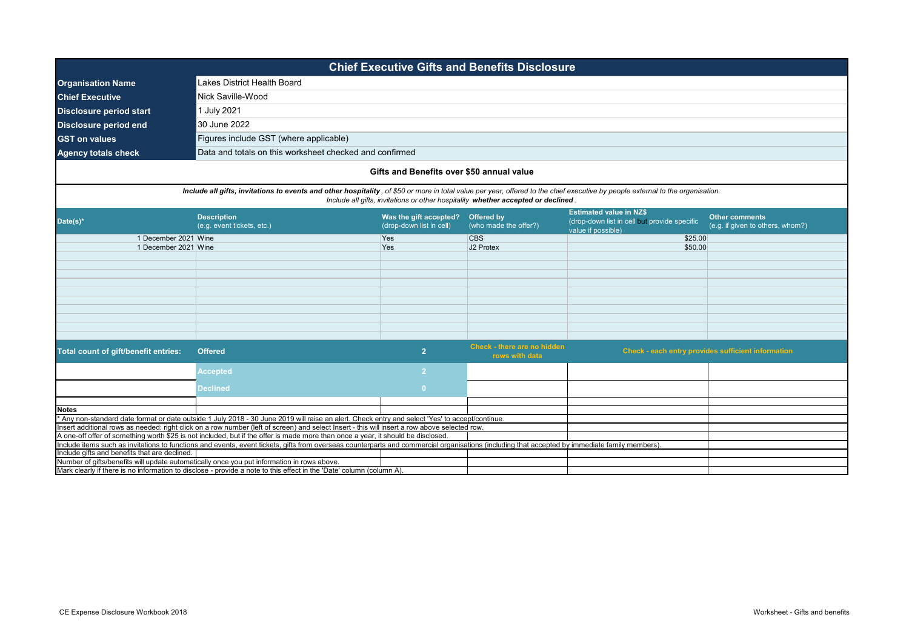# Chief Executive Gifts and Benefits Disclosure

| | |
|---|---|
| **Organisation Name** | Lakes District Health Board |
| **Chief Executive** | Nick Saville-Wood |
| **Disclosure period start** | 1 July 2021 |
| **Disclosure period end** | 30 June 2022 |
| **GST on values** | Figures include GST (where applicable) |
| **Agency totals check** | Data and totals on this worksheet checked and confirmed |

## Gifts and Benefits over $50 annual value

***Include all gifts, invitations to events and other hospitality**, of $50 or more in total value per year, offered to the chief executive by people external to the organisation.*
*Include all gifts, invitations or other hospitality **whether accepted or declined**.*

| Date(s)* | Description (e.g. event tickets, etc.) | Was the gift accepted? (drop-down list in cell) | Offered by (who made the offer?) | Estimated value in NZ$ (drop-down list in cell but provide specific value if possible) | Other comments (e.g. if given to others, whom?) |
|---|---|---|---|---|---|
| 1 December 2021 | Wine | Yes | CBS | $25.00 | |
| 1 December 2021 | Wine | Yes | J2 Protex | $50.00 | |
| **Total count of gift/benefit entries:** | **Offered** | 2 | Check - there are no hidden rows with data | Check - each entry provides sufficient information | |
| | **Accepted** | 2 | | | |
| | **Declined** | 0 | | | |

**Notes**

* Any non-standard date format or date outside 1 July 2018 - 30 June 2019 will raise an alert. Check entry and select 'Yes' to accept/continue.

Insert additional rows as needed: right click on a row number (left of screen) and select Insert - this will insert a row above selected row.

A one-off offer of something worth $25 is not included, but if the offer is made more than once a year, it should be disclosed.

Include items such as invitations to functions and events, event tickets, gifts from overseas counterparts and commercial organisations (including that accepted by immediate family members).

Include gifts and benefits that are declined.

Number of gifts/benefits will update automatically once you put information in rows above.

Mark clearly if there is no information to disclose - provide a note to this effect in the 'Date' column (column A).